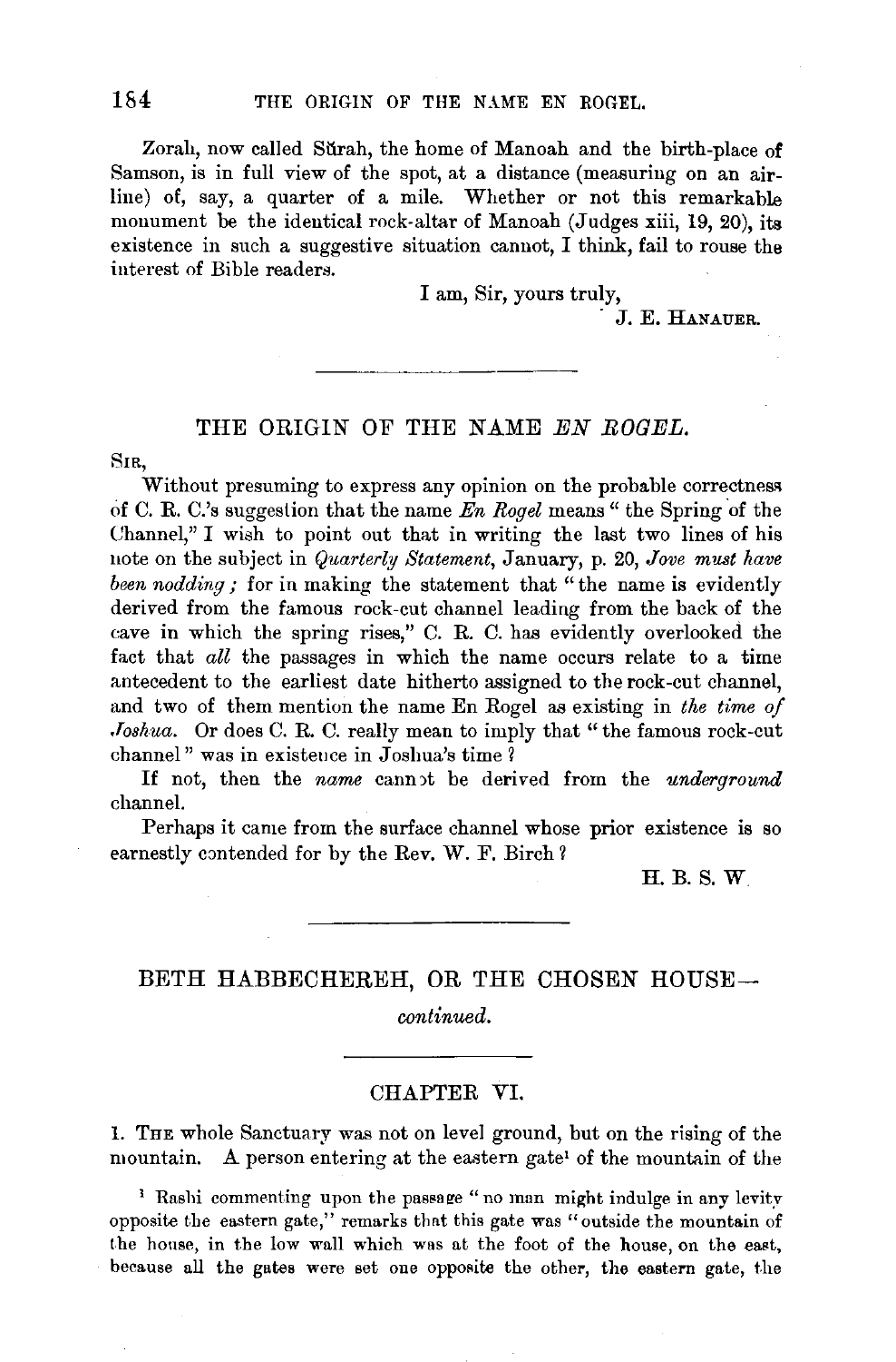Zorah, now called Sŭrah, the home of Manoah and the birth-place of Samson, is in full view of the spot, at a distance (measuring on an air-line) of, say, a quarter of a mile. Whether or not this remarkable monument be the identical rock-altar of Manoah (Judges xiii, 19, 20), its existence in such a suggestive situation cannot, I think, fail to rouse the interest of Bible readers.

I am, Sir, yours truly,

J. E. HANAUER.

---

## THE ORIGIN OF THE NAME *EN ROGEL.*

SIR,

Without presuming to express any opinion on the probable correctness of C. R. C.'s suggestion that the name *En Rogel* means "the Spring of the Channel," I wish to point out that in writing the last two lines of his note on the subject in *Quarterly Statement*, January, p. 20, *Jove must have been nodding;* for in making the statement that "the name is evidently derived from the famous rock-cut channel leading from the back of the cave in which the spring rises," C. R. C. has evidently overlooked the fact that *all* the passages in which the name occurs relate to a time antecedent to the earliest date hitherto assigned to the rock-cut channel, and two of them mention the name En Rogel as existing in *the time of Joshua.* Or does C. R. C. really mean to imply that "the famous rock-cut channel" was in existence in Joshua's time?

If not, then the *name* cannot be derived from the *underground* channel.

Perhaps it came from the surface channel whose prior existence is so earnestly contended for by the Rev. W. F. Birch?

H. B. S. W.

---

## BETH HABBECHEREH, OR THE CHOSEN HOUSE—*continued.*

### CHAPTER VI.

1. THE whole Sanctuary was not on level ground, but on the rising of the mountain. A person entering at the eastern gate[1] of the mountain of the

[1] Rashi commenting upon the passage "no man might indulge in any levity opposite the eastern gate," remarks that this gate was "outside the mountain of the house, in the low wall which was at the foot of the house, on the east, because all the gates were set one opposite the other, the eastern gate, the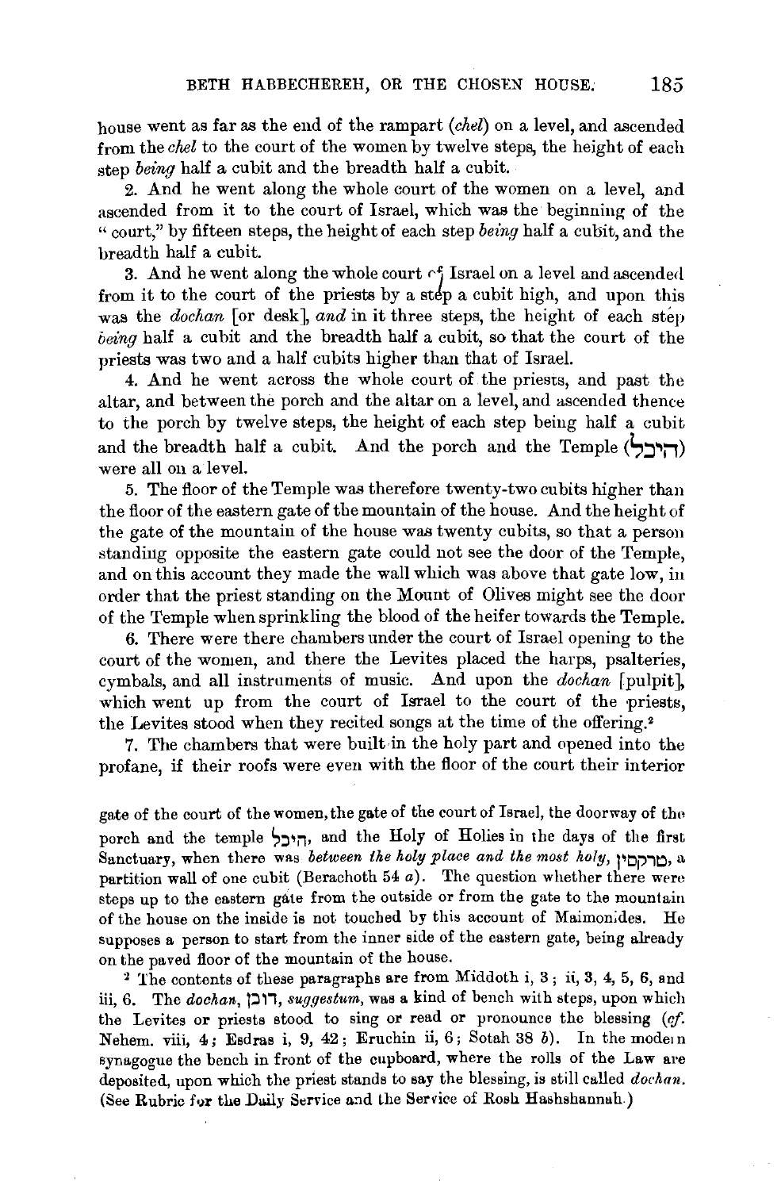house went as far as the end of the rampart (*chel*) on a level, and ascended from the *chel* to the court of the women by twelve steps, the height of each step *being* half a cubit and the breadth half a cubit.

2. And he went along the whole court of the women on a level, and ascended from it to the court of Israel, which was the beginning of the "court," by fifteen steps, the height of each step *being* half a cubit, and the breadth half a cubit.

3. And he went along the whole court of Israel on a level and ascended from it to the court of the priests by a step a cubit high, and upon this was the *dochan* [or desk], *and* in it three steps, the height of each step *being* half a cubit and the breadth half a cubit, so that the court of the priests was two and a half cubits higher than that of Israel.

4. And he went across the whole court of the priests, and past the altar, and between the porch and the altar on a level, and ascended thence to the porch by twelve steps, the height of each step being half a cubit and the breadth half a cubit. And the porch and the Temple (היכל) were all on a level.

5. The floor of the Temple was therefore twenty-two cubits higher than the floor of the eastern gate of the mountain of the house. And the height of the gate of the mountain of the house was twenty cubits, so that a person standing opposite the eastern gate could not see the door of the Temple, and on this account they made the wall which was above that gate low, in order that the priest standing on the Mount of Olives might see the door of the Temple when sprinkling the blood of the heifer towards the Temple.

6. There were there chambers under the court of Israel opening to the court of the women, and there the Levites placed the harps, psalteries, cymbals, and all instruments of music. And upon the *dochan* [pulpit], which went up from the court of Israel to the court of the priests, the Levites stood when they recited songs at the time of the offering.[2]

7. The chambers that were built in the holy part and opened into the profane, if their roofs were even with the floor of the court their interior

---

gate of the court of the women, the gate of the court of Israel, the doorway of the porch and the temple היכל, and the Holy of Holies in the days of the first Sanctuary, when there was *between the holy place and the most holy*, טרקסין, a partition wall of one cubit (Berachoth 54 *a*). The question whether there were steps up to the eastern gate from the outside or from the gate to the mountain of the house on the inside is not touched by this account of Maimonides. He supposes a person to start from the inner side of the eastern gate, being already on the paved floor of the mountain of the house.

[2] The contents of these paragraphs are from Middoth i, 3; ii, 3, 4, 5, 6, and iii, 6. The *dochan*, דוכן, *suggestum*, was a kind of bench with steps, upon which the Levites or priests stood to sing or read or pronounce the blessing (*cf.* Nehem. viii, 4; Esdras i, 9, 42; Eruchin ii, 6; Sotah 38 *b*). In the modern synagogue the bench in front of the cupboard, where the rolls of the Law are deposited, upon which the priest stands to say the blessing, is still called *dochan*. (See Rubric for the Daily Service and the Service of Rosh Hashshannah.)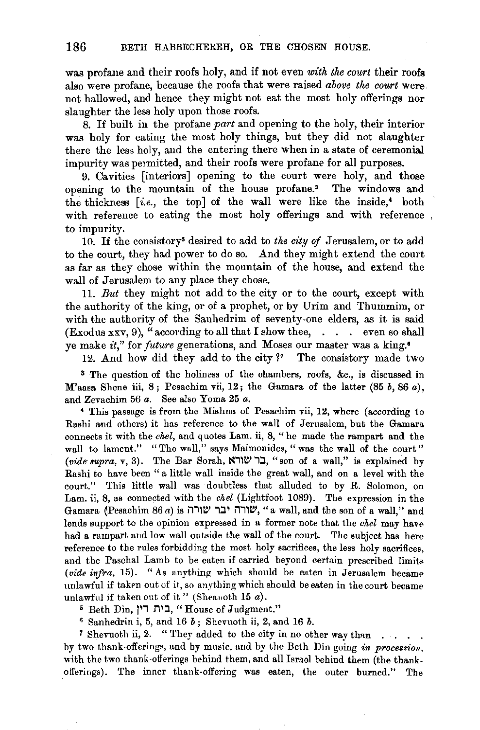was profane and their roofs holy, and if not even *with the court* their roofs also were profane, because the roofs that were raised *above the court* were not hallowed, and hence they might not eat the most holy offerings nor slaughter the less holy upon those roofs.

8. If built in the profane *part* and opening to the holy, their interior was holy for eating the most holy things, but they did not slaughter there the less holy, and the entering there when in a state of ceremonial impurity was permitted, and their roofs were profane for all purposes.

9. Cavities [interiors] opening to the court were holy, and those opening to the mountain of the house profane.[3] The windows and the thickness [*i.e.*, the top] of the wall were like the inside,[4] both with reference to eating the most holy offerings and with reference to impurity.

10. If the consistory[5] desired to add to *the city of* Jerusalem, or to add to the court, they had power to do so. And they might extend the court as far as they chose within the mountain of the house, and extend the wall of Jerusalem to any place they chose.

11. *But* they might not add to the city or to the court, except with the authority of the king, or of a prophet, or by Urim and Thummim, or with the authority of the Sanhedrim of seventy-one elders, as it is said (Exodus xxv, 9), "according to all that I show thee, . . . even so shall ye make *it*," for *future* generations, and Moses our master was a king.[6]

12. And how did they add to the city?[7] The consistory made two

---

[3] The question of the holiness of the chambers, roofs, &c., is discussed in M'aasa Shene iii, 8; Pesachim vii, 12; the Gamara of the latter (85 *b*, 86 *a*), and Zevachim 56 *a*. See Yoma 25 *a*.

[4] This passage is from the Mishna of Pesachim vii, 12, where (according to Rashi and others) it has reference to the wall of Jerusalem, but the Gamara connects it with the *chel*, and quotes Lam. ii, 8, "he made the rampart and the wall to lament." "The wall," says Maimonides, "was the wall of the court" (*vide supra*, v, 3). The Bar Sorah, בר שורא, "son of a wall," is explained by Rashi to have been "a little wall inside the great wall, and on a level with the court." This little wall was doubtless that alluded to by R. Solomon, on Lam. ii, 8, as connected with the *chel* (Lightfoot 1089). The expression in the Gamara (Pesachim 86 *a*) is שורה יבר שורה, "a wall, and the son of a wall," and lends support to the opinion expressed in a former note that the *chel* may have had a rampart and low wall outside the wall of the court. The subject has here reference to the rules forbidding the most holy sacrifices, the less holy sacrifices, and the Paschal Lamb to be eaten if carried beyond certain prescribed limits (*vide infra*, 15). "As anything which should be eaten in Jerusalem became unlawful if taken out of it, so anything which should be eaten in the court became unlawful if taken out of it" (Sheanoth 15 *a*).

[5] Beth Din, בית דין, "House of Judgment."

[6] Sanhedrin i, 5, and 16 *b*; Shevuoth ii, 2, and 16 *b*.

[7] Shevuoth ii, 2. "They added to the city in no other way than . . . . by two thank-offerings, and by music, and by the Beth Din going *in procession*, with the two thank-offerings behind them, and all Israel behind them (the thank-offerings). The inner thank-offering was eaten, the outer burned." The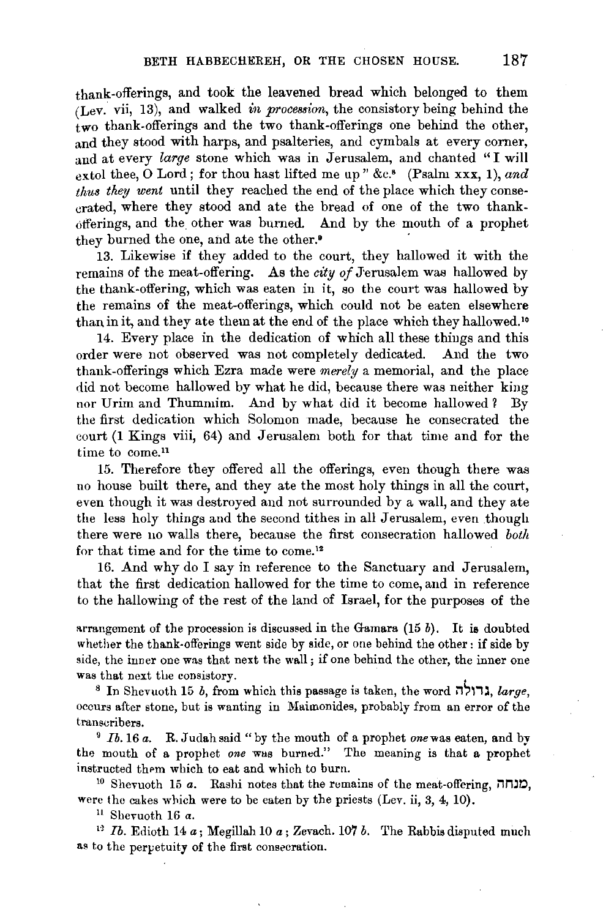thank-offerings, and took the leavened bread which belonged to them (Lev. vii, 13), and walked *in procession*, the consistory being behind the two thank-offerings and the two thank-offerings one behind the other, and they stood with harps, and psalteries, and cymbals at every corner, and at every *large* stone which was in Jerusalem, and chanted "I will extol thee, O Lord; for thou hast lifted me up" &c.[8] (Psalm xxx, 1), *and thus they went* until they reached the end of the place which they consecrated, where they stood and ate the bread of one of the two thank-offerings, and the other was burned. And by the mouth of a prophet they burned the one, and ate the other.[9]

13. Likewise if they added to the court, they hallowed it with the remains of the meat-offering. As the *city of* Jerusalem was hallowed by the thank-offering, which was eaten in it, so the court was hallowed by the remains of the meat-offerings, which could not be eaten elsewhere than in it, and they ate them at the end of the place which they hallowed.[10]

14. Every place in the dedication of which all these things and this order were not observed was not completely dedicated. And the two thank-offerings which Ezra made were *merely* a memorial, and the place did not become hallowed by what he did, because there was neither king nor Urim and Thummim. And by what did it become hallowed? By the first dedication which Solomon made, because he consecrated the court (1 Kings viii, 64) and Jerusalem both for that time and for the time to come.[11]

15. Therefore they offered all the offerings, even though there was no house built there, and they ate the most holy things in all the court, even though it was destroyed and not surrounded by a wall, and they ate the less holy things and the second tithes in all Jerusalem, even though there were no walls there, because the first consecration hallowed *both* for that time and for the time to come.[12]

16. And why do I say in reference to the Sanctuary and Jerusalem, that the first dedication hallowed for the time to come, and in reference to the hallowing of the rest of the land of Israel, for the purposes of the

arrangement of the procession is discussed in the Gamara (15 *b*). It is doubted whether the thank-offerings went side by side, or one behind the other: if side by side, the inner one was that next the wall; if one behind the other, the inner one was that next the consistory.

[8] In Shevuoth 15 *b*, from which this passage is taken, the word גדולה, *large*, occurs after stone, but is wanting in Maimonides, probably from an error of the transcribers.

[9] *Ib.* 16 *a*. R. Judah said "by the mouth of a prophet *one* was eaten, and by the mouth of a prophet *one* was burned." The meaning is that a prophet instructed them which to eat and which to burn.

[10] Shevuoth 15 *a*. Rashi notes that the remains of the meat-offering, מנחה, were the cakes which were to be eaten by the priests (Lev. ii, 3, 4, 10).

[11] Shevuoth 16 *a*.

[12] *Ib.* Edioth 14 *a*; Megillah 10 *a*; Zevach. 107 *b*. The Rabbis disputed much as to the perpetuity of the first consecration.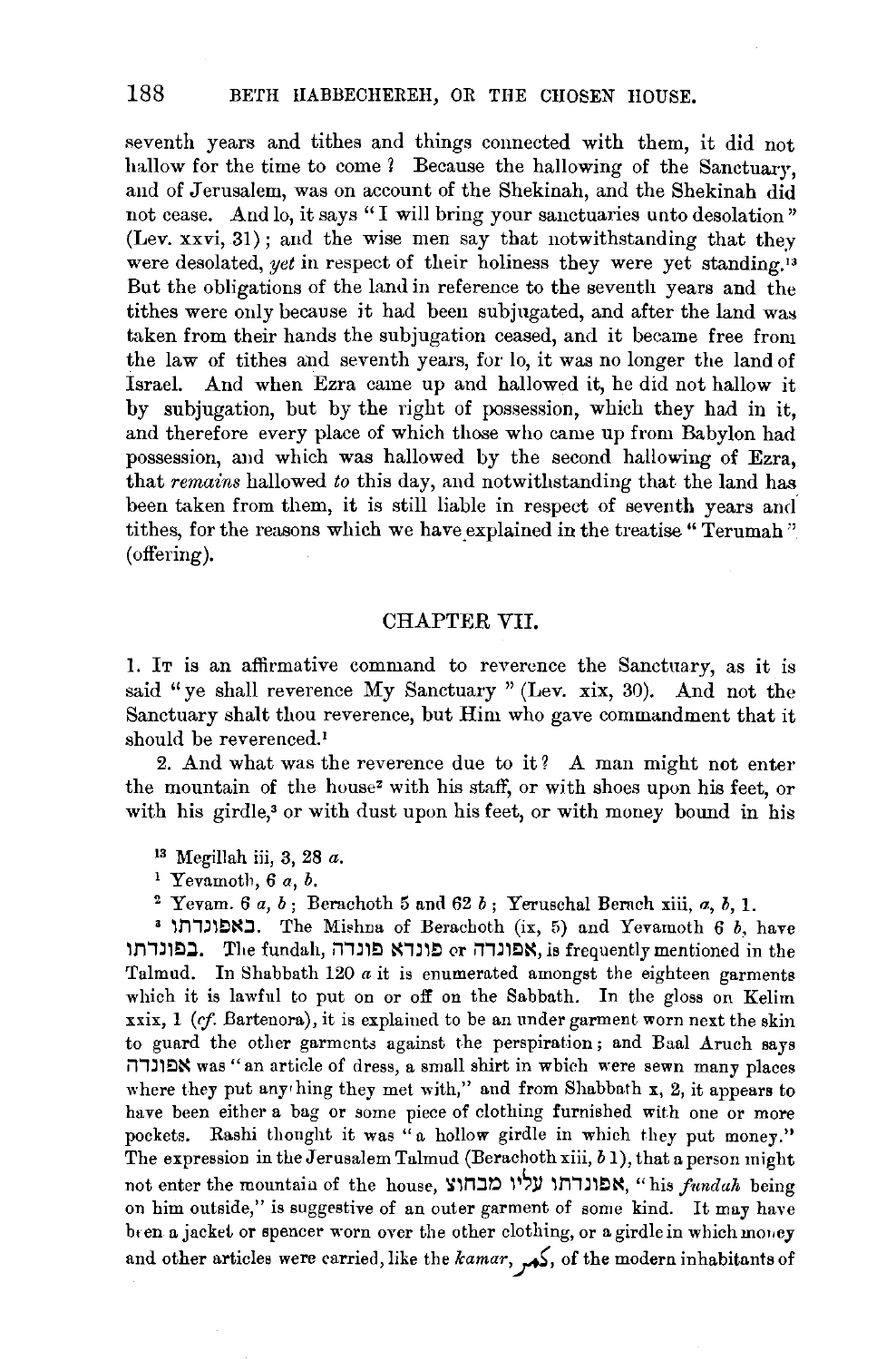seventh years and tithes and things connected with them, it did not hallow for the time to come? Because the hallowing of the Sanctuary, and of Jerusalem, was on account of the Shekinah, and the Shekinah did not cease. And lo, it says "I will bring your sanctuaries unto desolation" (Lev. xxvi, 31); and the wise men say that notwithstanding that they were desolated, *yet* in respect of their holiness they were yet standing.[13] But the obligations of the land in reference to the seventh years and the tithes were only because it had been subjugated, and after the land was taken from their hands the subjugation ceased, and it became free from the law of tithes and seventh years, for lo, it was no longer the land of Israel. And when Ezra came up and hallowed it, he did not hallow it by subjugation, but by the right of possession, which they had in it, and therefore every place of which those who came up from Babylon had possession, and which was hallowed by the second hallowing of Ezra, that *remains* hallowed *to* this day, and notwithstanding that the land has been taken from them, it is still liable in respect of seventh years and tithes, for the reasons which we have explained in the treatise "Terumah" (offering).

## CHAPTER VII.

1. It is an affirmative command to reverence the Sanctuary, as it is said "ye shall reverence My Sanctuary" (Lev. xix, 30). And not the Sanctuary shalt thou reverence, but Him who gave commandment that it should be reverenced.[1]

2. And what was the reverence due to it? A man might not enter the mountain of the house[2] with his staff, or with shoes upon his feet, or with his girdle,[3] or with dust upon his feet, or with money bound in his

[13] Megillah iii, 3, 28 *a*.

[1] Yevamoth, 6 *a*, *b*.

[2] Yevam. 6 *a*, *b*; Berachoth 5 and 62 *b*; Yeruschal Berach xiii, *a*, *b*, 1.

[3] באפונדתו. The Mishna of Berachoth (ix, 5) and Yevamoth 6 *b*, have בפונדתו. The fundah, פונדא פונדה or אפונדה, is frequently mentioned in the Talmud. In Shabbath 120 *a* it is enumerated amongst the eighteen garments which it is lawful to put on or off on the Sabbath. In the gloss on Kelim xxix, 1 (*cf.* Bartenora), it is explained to be an under garment worn next the skin to guard the other garments against the perspiration; and Baal Aruch says אפונדה was "an article of dress, a small shirt in which were sewn many places where they put anything they met with," and from Shabbath x, 2, it appears to have been either a bag or some piece of clothing furnished with one or more pockets. Rashi thought it was "a hollow girdle in which they put money." The expression in the Jerusalem Talmud (Berachoth xiii, *b* 1), that a person might not enter the mountain of the house, אפונדתו עליו מבחוץ, "his *fundah* being on him outside," is suggestive of an outer garment of some kind. It may have been a jacket or spencer worn over the other clothing, or a girdle in which money and other articles were carried, like the *kamar*, كمر, of the modern inhabitants of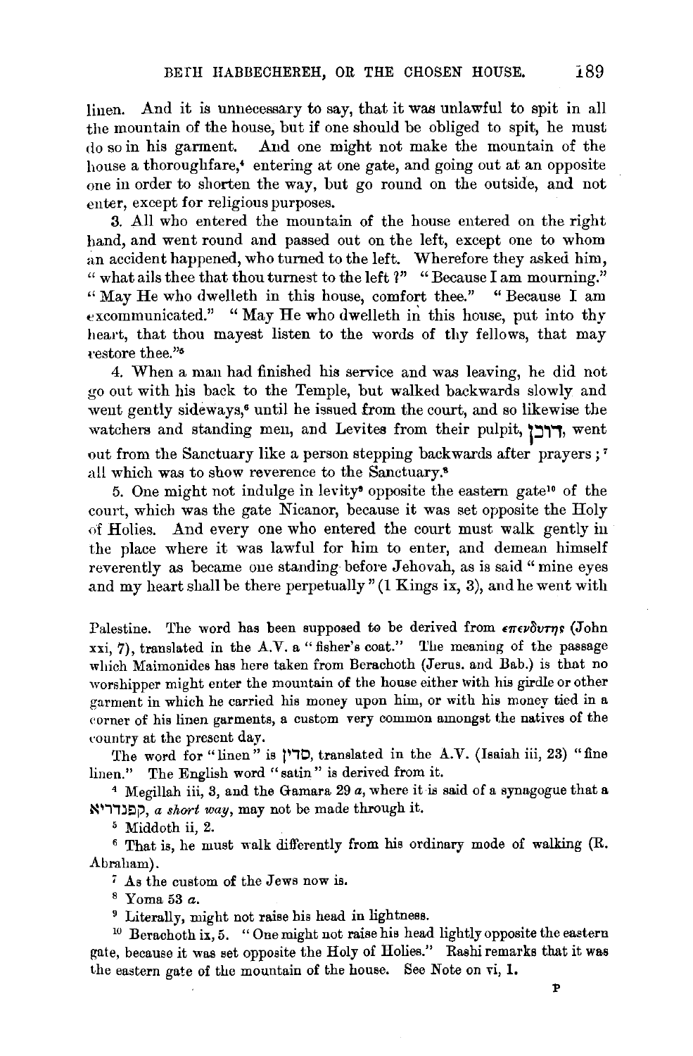linen. And it is unnecessary to say, that it was unlawful to spit in all the mountain of the house, but if one should be obliged to spit, he must do so in his garment. And one might not make the mountain of the house a thoroughfare,[4] entering at one gate, and going out at an opposite one in order to shorten the way, but go round on the outside, and not enter, except for religious purposes.

3. All who entered the mountain of the house entered on the right hand, and went round and passed out on the left, except one to whom an accident happened, who turned to the left. Wherefore they asked him, "what ails thee that thou turnest to the left?" "Because I am mourning." "May He who dwelleth in this house, comfort thee." "Because I am excommunicated." "May He who dwelleth in this house, put into thy heart, that thou mayest listen to the words of thy fellows, that may restore thee."[5]

4. When a man had finished his service and was leaving, he did not go out with his back to the Temple, but walked backwards slowly and went gently sideways,[6] until he issued from the court, and so likewise the watchers and standing men, and Levites from their pulpit, דוכן, went out from the Sanctuary like a person stepping backwards after prayers;[7] all which was to show reverence to the Sanctuary.[8]

5. One might not indulge in levity[9] opposite the eastern gate[10] of the court, which was the gate Nicanor, because it was set opposite the Holy of Holies. And every one who entered the court must walk gently in the place where it was lawful for him to enter, and demean himself reverently as became one standing before Jehovah, as is said "mine eyes and my heart shall be there perpetually" (1 Kings ix, 3), and he went with

---

Palestine. The word has been supposed to be derived from ἐπενδύτης (John xxi, 7), translated in the A.V. a "fisher's coat." The meaning of the passage which Maimonides has here taken from Berachoth (Jerus. and Bab.) is that no worshipper might enter the mountain of the house either with his girdle or other garment in which he carried his money upon him, or with his money tied in a corner of his linen garments, a custom very common amongst the natives of the country at the present day.

The word for "linen" is סדין, translated in the A.V. (Isaiah iii, 23) "fine linen." The English word "satin" is derived from it.

[4] Megillah iii, 3, and the Gamara 29 *a*, where it is said of a synagogue that a קפנדריא, *a short way*, may not be made through it.

[5] Middoth ii, 2.

[6] That is, he must walk differently from his ordinary mode of walking (R. Abraham).

[7] As the custom of the Jews now is.

[8] Yoma 53 *a*.

[9] Literally, might not raise his head in lightness.

[10] Berachoth ix, 5. "One might not raise his head lightly opposite the eastern gate, because it was set opposite the Holy of Holies." Rashi remarks that it was the eastern gate of the mountain of the house. See Note on vi, 1.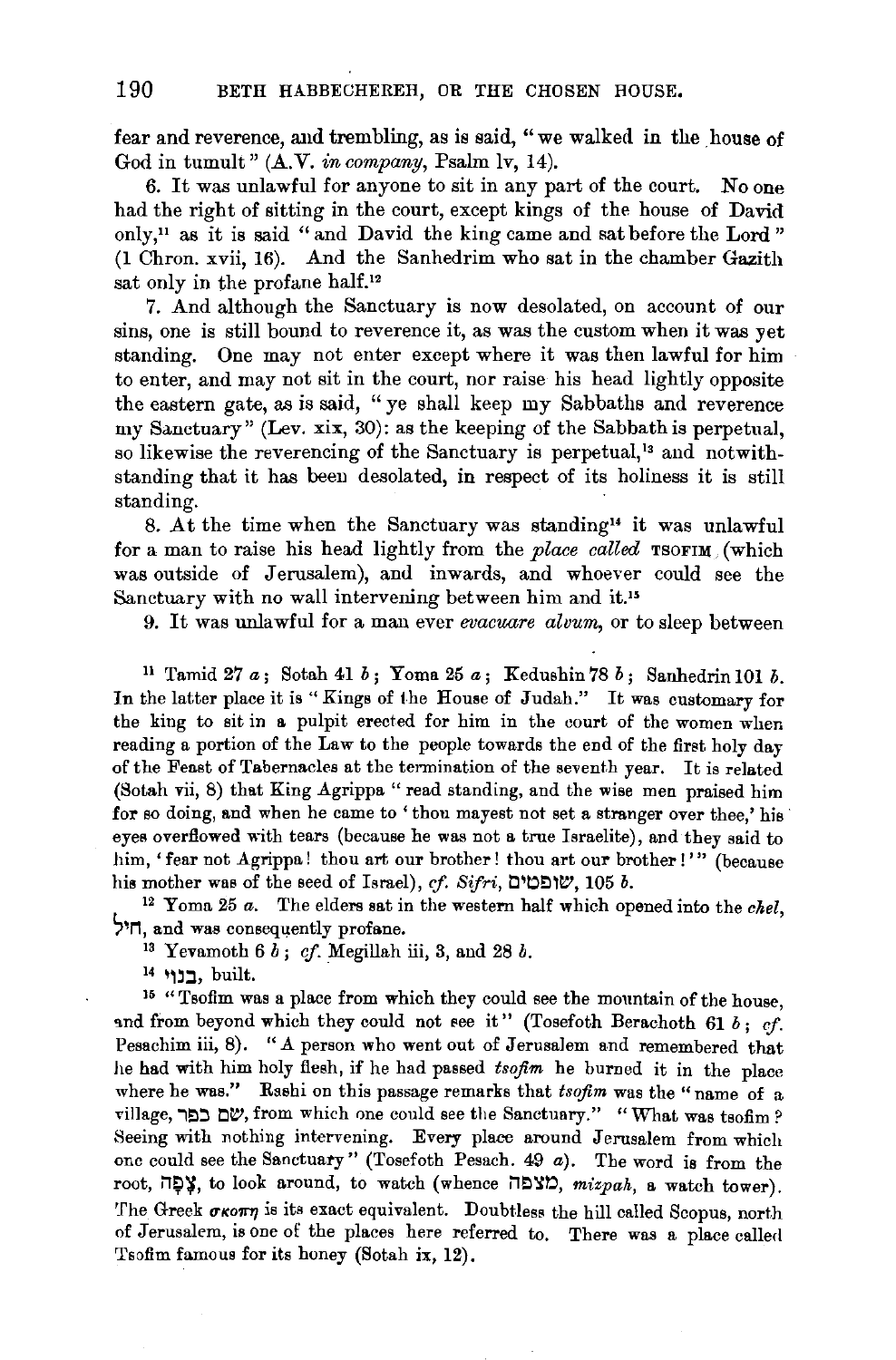fear and reverence, and trembling, as is said, "we walked in the house of God in tumult" (A.V. *in company*, Psalm lv, 14).

6. It was unlawful for anyone to sit in any part of the court. No one had the right of sitting in the court, except kings of the house of David only,[11] as it is said "and David the king came and sat before the Lord" (1 Chron. xvii, 16). And the Sanhedrim who sat in the chamber Gazith sat only in the profane half.[12]

7. And although the Sanctuary is now desolated, on account of our sins, one is still bound to reverence it, as was the custom when it was yet standing. One may not enter except where it was then lawful for him to enter, and may not sit in the court, nor raise his head lightly opposite the eastern gate, as is said, "ye shall keep my Sabbaths and reverence my Sanctuary" (Lev. xix, 30): as the keeping of the Sabbath is perpetual, so likewise the reverencing of the Sanctuary is perpetual,[13] and notwithstanding that it has been desolated, in respect of its holiness it is still standing.

8. At the time when the Sanctuary was standing[14] it was unlawful for a man to raise his head lightly from the *place called* TSOFIM (which was outside of Jerusalem), and inwards, and whoever could see the Sanctuary with no wall intervening between him and it.[15]

9. It was unlawful for a man ever *evacuare alvum*, or to sleep between

---

[11] Tamid 27 *a*; Sotah 41 *b*; Yoma 25 *a*; Kedushin 78 *b*; Sanhedrin 101 *b*. In the latter place it is "Kings of the House of Judah." It was customary for the king to sit in a pulpit erected for him in the court of the women when reading a portion of the Law to the people towards the end of the first holy day of the Feast of Tabernacles at the termination of the seventh year. It is related (Sotah vii, 8) that King Agrippa "read standing, and the wise men praised him for so doing, and when he came to 'thou mayest not set a stranger over thee,' his eyes overflowed with tears (because he was not a true Israelite), and they said to him, 'fear not Agrippa! thou art our brother! thou art our brother!'" (because his mother was of the seed of Israel), *cf. Sifri*, שופטים, 105 *b*.

[12] Yoma 25 *a*. The elders sat in the western half which opened into the *chel*, חיל, and was consequently profane.

[13] Yevamoth 6 *b*; *cf.* Megillah iii, 3, and 28 *b*.

[14] בנוי, built.

[15] "Tsofim was a place from which they could see the mountain of the house, and from beyond which they could not see it" (Tosefoth Berachoth 61 *b*; *cf.* Pesachim iii, 8). "A person who went out of Jerusalem and remembered that he had with him holy flesh, if he had passed *tsofim* he burned it in the place where he was." Rashi on this passage remarks that *tsofim* was the "name of a village, שם כפר, from which one could see the Sanctuary." "What was tsofim? Seeing with nothing intervening. Every place around Jerusalem from which one could see the Sanctuary" (Tosefoth Pesach. 49 *a*). The word is from the root, צָפָה, to look around, to watch (whence מִצְפָּה, *mizpah*, a watch tower). The Greek σκοπη is its exact equivalent. Doubtless the hill called Scopus, north of Jerusalem, is one of the places here referred to. There was a place called Tsofim famous for its honey (Sotah ix, 12).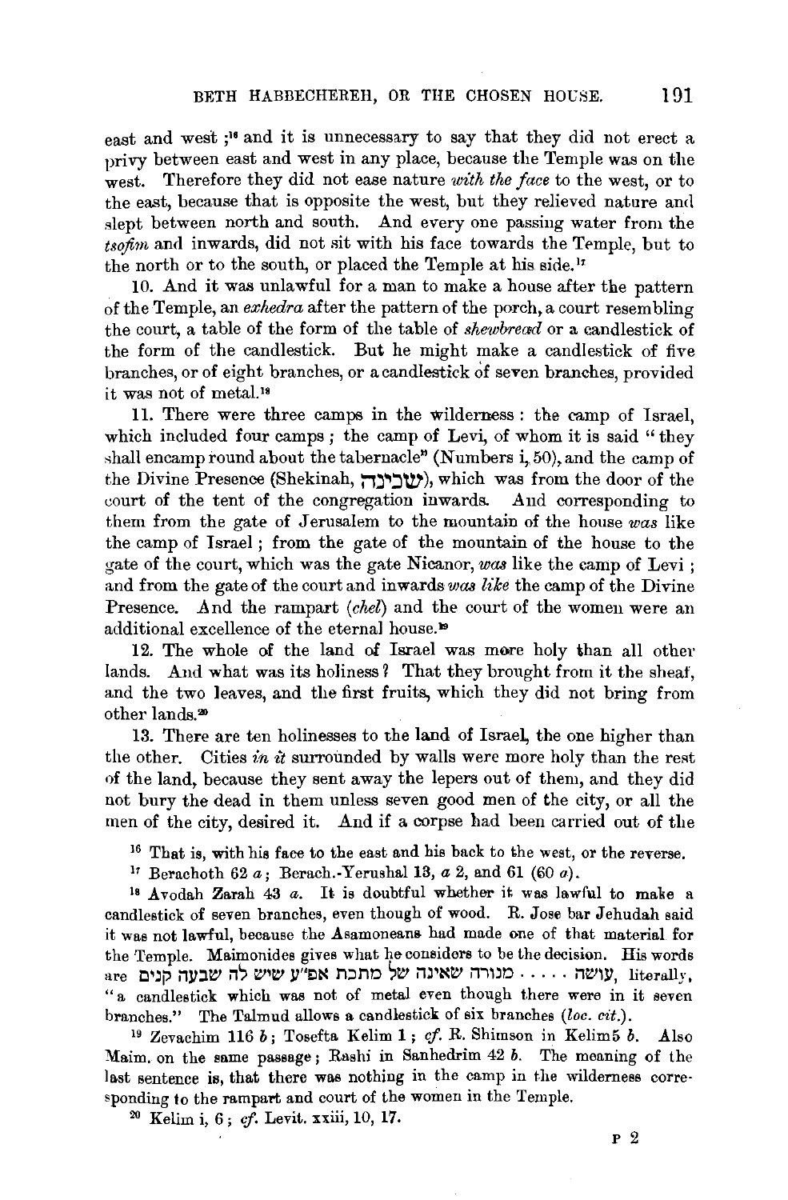east and west ;[16] and it is unnecessary to say that they did not erect a privy between east and west in any place, because the Temple was on the west. Therefore they did not ease nature *with the face* to the west, or to the east, because that is opposite the west, but they relieved nature and slept between north and south. And every one passing water from the *tsofim* and inwards, did not sit with his face towards the Temple, but to the north or to the south, or placed the Temple at his side.[17]

10. And it was unlawful for a man to make a house after the pattern of the Temple, an *exhedra* after the pattern of the porch, a court resembling the court, a table of the form of the table of *shewbread* or a candlestick of the form of the candlestick. But he might make a candlestick of five branches, or of eight branches, or a candlestick of seven branches, provided it was not of metal.[18]

11. There were three camps in the wilderness: the camp of Israel, which included four camps; the camp of Levi, of whom it is said "they shall encamp round about the tabernacle" (Numbers i, 50), and the camp of the Divine Presence (Shekinah, שכינה), which was from the door of the court of the tent of the congregation inwards. And corresponding to them from the gate of Jerusalem to the mountain of the house *was* like the camp of Israel; from the gate of the mountain of the house to the gate of the court, which was the gate Nicanor, *was* like the camp of Levi; and from the gate of the court and inwards *was like* the camp of the Divine Presence. And the rampart (*chel*) and the court of the women were an additional excellence of the eternal house.[19]

12. The whole of the land of Israel was more holy than all other lands. And what was its holiness? That they brought from it the sheaf, and the two leaves, and the first fruits, which they did not bring from other lands.[20]

13. There are ten holinesses to the land of Israel, the one higher than the other. Cities *in it* surrounded by walls were more holy than the rest of the land, because they sent away the lepers out of them, and they did not bury the dead in them unless seven good men of the city, or all the men of the city, desired it. And if a corpse had been carried out of the

---

[16] That is, with his face to the east and his back to the west, or the reverse.

[17] Berachoth 62 *a*; Berach.-Yerushal 13, *a* 2, and 61 (60 *a*).

[18] Avodah Zarah 43 *a*. It is doubtful whether it was lawful to make a candlestick of seven branches, even though of wood. R. Jose bar Jehudah said it was not lawful, because the Asamoneans had made one of that material for the Temple. Maimonides gives what he considers to be the decision. His words are עושה . . . . . מנורה שאינה של מתכת אפ"ע שיש לה שבעה קנים, literally, "a candlestick which was not of metal even though there were in it seven branches." The Talmud allows a candlestick of six branches (*loc. cit.*).

[19] Zevachim 116 *b*; Tosefta Kelim 1; *cf.* R. Shimson in Kelim5 *b*. Also Maim. on the same passage; Rashi in Sanhedrim 42 *b*. The meaning of the last sentence is, that there was nothing in the camp in the wilderness corresponding to the rampart and court of the women in the Temple.

[20] Kelim i, 6; *cf.* Levit. xxiii, 10, 17.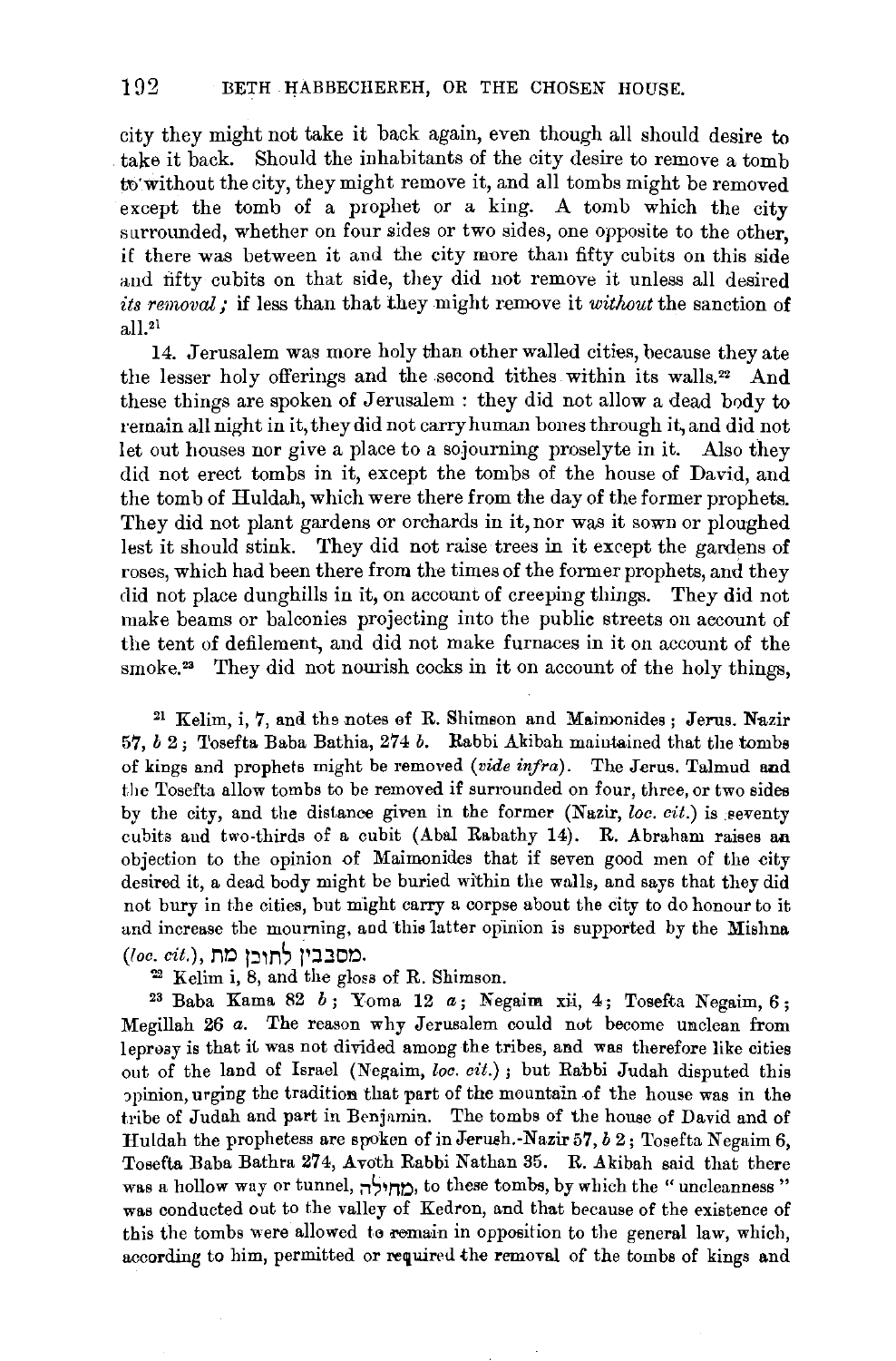city they might not take it back again, even though all should desire to take it back. Should the inhabitants of the city desire to remove a tomb to without the city, they might remove it, and all tombs might be removed except the tomb of a prophet or a king. A tomb which the city surrounded, whether on four sides or two sides, one opposite to the other, if there was between it and the city more than fifty cubits on this side and fifty cubits on that side, they did not remove it unless all desired *its removal;* if less than that they might remove it *without* the sanction of all.[21]

14. Jerusalem was more holy than other walled cities, because they ate the lesser holy offerings and the second tithes within its walls.[22] And these things are spoken of Jerusalem: they did not allow a dead body to remain all night in it, they did not carry human bones through it, and did not let out houses nor give a place to a sojourning proselyte in it. Also they did not erect tombs in it, except the tombs of the house of David, and the tomb of Huldah, which were there from the day of the former prophets. They did not plant gardens or orchards in it, nor was it sown or ploughed lest it should stink. They did not raise trees in it except the gardens of roses, which had been there from the times of the former prophets, and they did not place dunghills in it, on account of creeping things. They did not make beams or balconies projecting into the public streets on account of the tent of defilement, and did not make furnaces in it on account of the smoke.[23] They did not nourish cocks in it on account of the holy things,

[21] Kelim, i, 7, and the notes of R. Shimson and Maimonides; Jerus. Nazir 57, *b* 2; Tosefta Baba Bathia, 274 *b*. Rabbi Akibah maintained that the tombs of kings and prophets might be removed (*vide infra*). The Jerus. Talmud and the Tosefta allow tombs to be removed if surrounded on four, three, or two sides by the city, and the distance given in the former (Nazir, *loc. cit.*) is seventy cubits and two-thirds of a cubit (Abal Rabathy 14). R. Abraham raises an objection to the opinion of Maimonides that if seven good men of the city desired it, a dead body might be buried within the walls, and says that they did not bury in the cities, but might carry a corpse about the city to do honour to it and increase the mourning, and this latter opinion is supported by the Mishna (*loc. cit.*), מסבבין לחובן מת.

[22] Kelim i, 8, and the gloss of R. Shimson.

[23] Baba Kama 82 *b*; Yoma 12 *a*; Negaim xii, 4; Tosefta Negaim, 6; Megillah 26 *a*. The reason why Jerusalem could not become unclean from leprosy is that it was not divided among the tribes, and was therefore like cities out of the land of Israel (Negaim, *loc. cit.*); but Rabbi Judah disputed this opinion, urging the tradition that part of the mountain of the house was in the tribe of Judah and part in Benjamin. The tombs of the house of David and of Huldah the prophetess are spoken of in Jerush.-Nazir 57, *b* 2; Tosefta Negaim 6, Tosefta Baba Bathra 274, Avoth Rabbi Nathan 35. R. Akibah said that there was a hollow way or tunnel, מחילה, to these tombs, by which the "uncleanness" was conducted out to the valley of Kedron, and that because of the existence of this the tombs were allowed to remain in opposition to the general law, which, according to him, permitted or required the removal of the tombs of kings and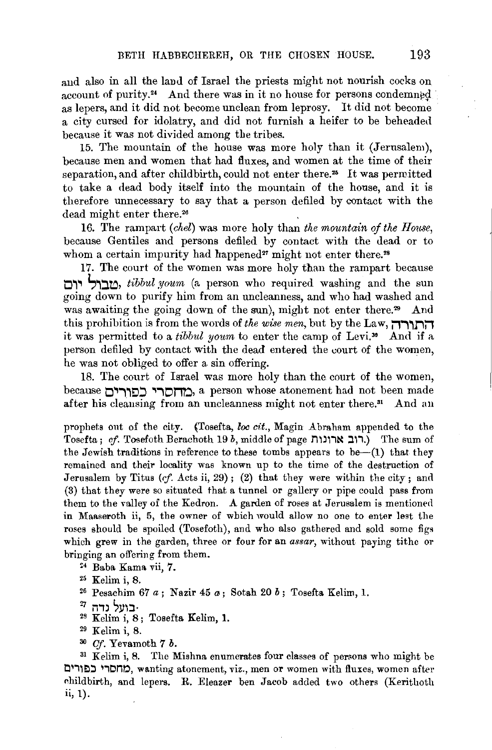and also in all the land of Israel the priests might not nourish cocks on account of purity.[24] And there was in it no house for persons condemned as lepers, and it did not become unclean from leprosy. It did not become a city cursed for idolatry, and did not furnish a heifer to be beheaded because it was not divided among the tribes.

15. The mountain of the house was more holy than it (Jerusalem), because men and women that had fluxes, and women at the time of their separation, and after childbirth, could not enter there.[25] It was permitted to take a dead body itself into the mountain of the house, and it is therefore unnecessary to say that a person defiled by contact with the dead might enter there.[26]

16. The rampart (*chel*) was more holy than *the mountain of the House*, because Gentiles and persons defiled by contact with the dead or to whom a certain impurity had happened[27] might not enter there.[28]

17. The court of the women was more holy than the rampart because טבול יום, *tibbul youm* (a person who required washing and the sun going down to purify him from an uncleanness, and who had washed and was awaiting the going down of the sun), might not enter there.[29] And this prohibition is from the words of *the wise men*, but by the Law, התורה it was permitted to a *tibbul youm* to enter the camp of Levi.[30] And if a person defiled by contact with the dead entered the court of the women, he was not obliged to offer a sin offering.

18. The court of Israel was more holy than the court of the women, because מחסרי כפורים, a person whose atonement had not been made after his cleansing from an uncleanness might not enter there.[31] And an

prophets out of the city. (Tosefta, *loc cit.*, Magin Abraham appended to the Tosefta; *cf.* Tosefoth Berachoth 19 *b*, middle of page רוב ארונות.) The sum of the Jewish traditions in reference to these tombs appears to be—(1) that they remained and their locality was known up to the time of the destruction of Jerusalem by Titus (*cf.* Acts ii, 29); (2) that they were within the city; and (3) that they were so situated that a tunnel or gallery or pipe could pass from them to the valley of the Kedron. A garden of roses at Jerusalem is mentioned in Maaseroth ii, 5, the owner of which would allow no one to enter lest the roses should be spoiled (Tosefoth), and who also gathered and sold some figs which grew in the garden, three or four for an *assar*, without paying tithe or bringing an offering from them.

[24] Baba Kama vii, 7.

[25] Kelim i, 8.

[26] Pesachim 67 *a*; Nazir 45 *a*; Sotah 20 *b*; Tosefta Kelim, 1.

[27] בועל נדה.

[28] Kelim i, 8; Tosefta Kelim, 1.

[29] Kelim i, 8.

[30] *Cf.* Yevamoth 7 *b*.

[31] Kelim i, 8. The Mishna enumerates four classes of persons who might be מחסרי כפורים, wanting atonement, viz., men or women with fluxes, women after childbirth, and lepers. R. Eleazer ben Jacob added two others (Kerithoth ii, 1).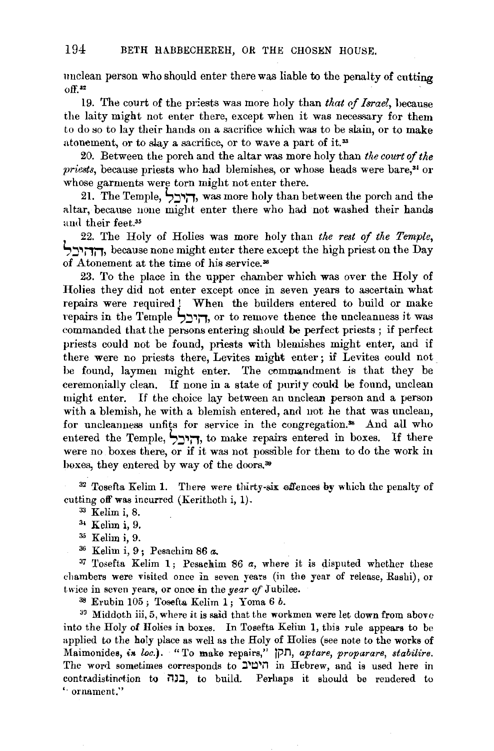unclean person who should enter there was liable to the penalty of cutting off.[32]

19. The court of the priests was more holy than *that of Israel*, because the laity might not enter there, except when it was necessary for them to do so to lay their hands on a sacrifice which was to be slain, or to make atonement, or to slay a sacrifice, or to wave a part of it.[33]

20. Between the porch and the altar was more holy than *the court of the priests*, because priests who had blemishes, or whose heads were bare,[34] or whose garments were torn might not enter there.

21. The Temple, היכל, was more holy than between the porch and the altar, because none might enter there who had not washed their hands and their feet.[35]

22. The Holy of Holies was more holy than *the rest of the Temple*, ההיכל, because none might enter there except the high priest on the Day of Atonement at the time of his service.[36]

23. To the place in the upper chamber which was over the Holy of Holies they did not enter except once in seven years to ascertain what repairs were required![37] When the builders entered to build or make repairs in the Temple היכל, or to remove thence the uncleanness it was commanded that the persons entering should be perfect priests; if perfect priests could not be found, priests with blemishes might enter, and if there were no priests there, Levites might enter; if Levites could not be found, laymen might enter. The commandment is that they be ceremonially clean. If none in a state of purity could be found, unclean might enter. If the choice lay between an unclean person and a person with a blemish, he with a blemish entered, and not he that was unclean, for uncleanness unfits for service in the congregation.[38] And all who entered the Temple, היכל, to make repairs entered in boxes. If there were no boxes there, or if it was not possible for them to do the work in boxes, they entered by way of the doors.[39]

---

[32] Tosefta Kelim 1. There were thirty-six offences by which the penalty of cutting off was incurred (Kerithoth i, 1).

[33] Kelim i, 8.

[34] Kelim i, 9.

[35] Kelim i, 9.

[36] Kelim i, 9; Pesachim 86 *a*.

[37] Tosefta Kelim 1; Pesachim 86 *a*, where it is disputed whether these chambers were visited once in seven years (in the year of release, Rashi), or twice in seven years, or once in the *year of* Jubilee.

[38] Erubin 105; Tosefta Kelim 1; Yoma 6 *b*.

[39] Middoth iii, 5, where it is said that the workmen were let down from above into the Holy of Holies in boxes. In Tosefta Kelim 1, this rule appears to be applied to the holy place as well as the Holy of Holies (see note to the works of Maimonides, *in loc.*). "To make repairs," תקן, *aptare, proparare, stabilire.* The word sometimes corresponds to היטיב in Hebrew, and is used here in contradistinction to בנה, to build. Perhaps it should be rendered to "ornament."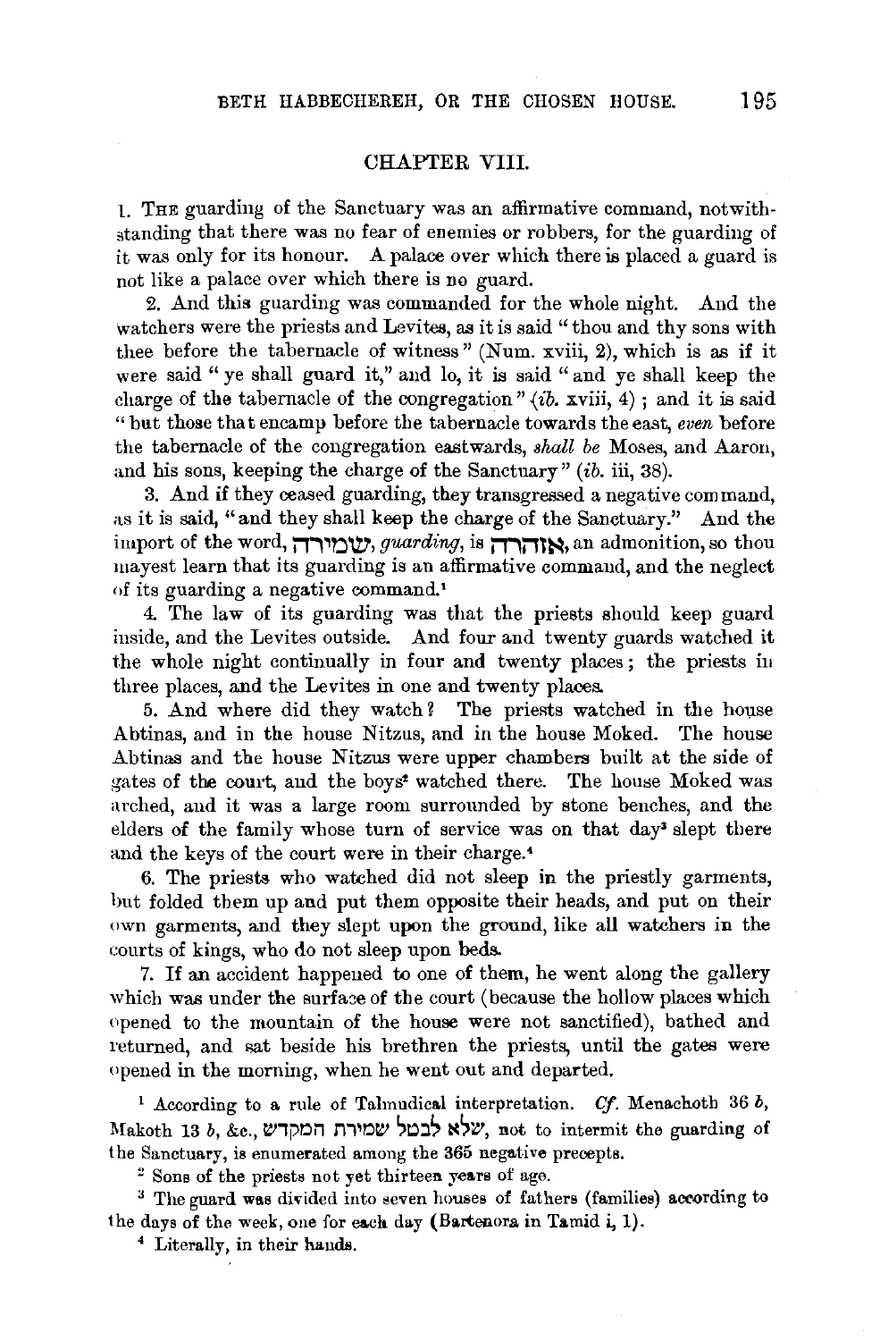## CHAPTER VIII.

1. The guarding of the Sanctuary was an affirmative command, notwithstanding that there was no fear of enemies or robbers, for the guarding of it was only for its honour. A palace over which there is placed a guard is not like a palace over which there is no guard.

2. And this guarding was commanded for the whole night. And the watchers were the priests and Levites, as it is said "thou and thy sons with thee before the tabernacle of witness" (Num. xviii, 2), which is as if it were said "ye shall guard it," and lo, it is said "and ye shall keep the charge of the tabernacle of the congregation" (*ib.* xviii, 4); and it is said "but those that encamp before the tabernacle towards the east, *even* before the tabernacle of the congregation eastwards, *shall be* Moses, and Aaron, and his sons, keeping the charge of the Sanctuary" (*ib.* iii, 38).

3. And if they ceased guarding, they transgressed a negative command, as it is said, "and they shall keep the charge of the Sanctuary." And the import of the word, שמירה, *guarding*, is אזהרה, an admonition, so thou mayest learn that its guarding is an affirmative command, and the neglect of its guarding a negative command.[1]

4. The law of its guarding was that the priests should keep guard inside, and the Levites outside. And four and twenty guards watched it the whole night continually in four and twenty places; the priests in three places, and the Levites in one and twenty places.

5. And where did they watch? The priests watched in the house Abtinas, and in the house Nitzus, and in the house Moked. The house Abtinas and the house Nitzus were upper chambers built at the side of gates of the court, and the boys[2] watched there. The house Moked was arched, and it was a large room surrounded by stone benches, and the elders of the family whose turn of service was on that day[3] slept there and the keys of the court were in their charge.[4]

6. The priests who watched did not sleep in the priestly garments, but folded them up and put them opposite their heads, and put on their own garments, and they slept upon the ground, like all watchers in the courts of kings, who do not sleep upon beds.

7. If an accident happened to one of them, he went along the gallery which was under the surface of the court (because the hollow places which opened to the mountain of the house were not sanctified), bathed and returned, and sat beside his brethren the priests, until the gates were opened in the morning, when he went out and departed.

---

[1] According to a rule of Talmudical interpretation. *Cf.* Menachoth 36 *b*, Makoth 13 *b*, &c., שלא לבטל שמירת המקדש, not to intermit the guarding of the Sanctuary, is enumerated among the 365 negative precepts.

[2] Sons of the priests not yet thirteen years of age.

[3] The guard was divided into seven houses of fathers (families) according to the days of the week, one for each day (Bartenora in Tamid i, 1).

[4] Literally, in their hands.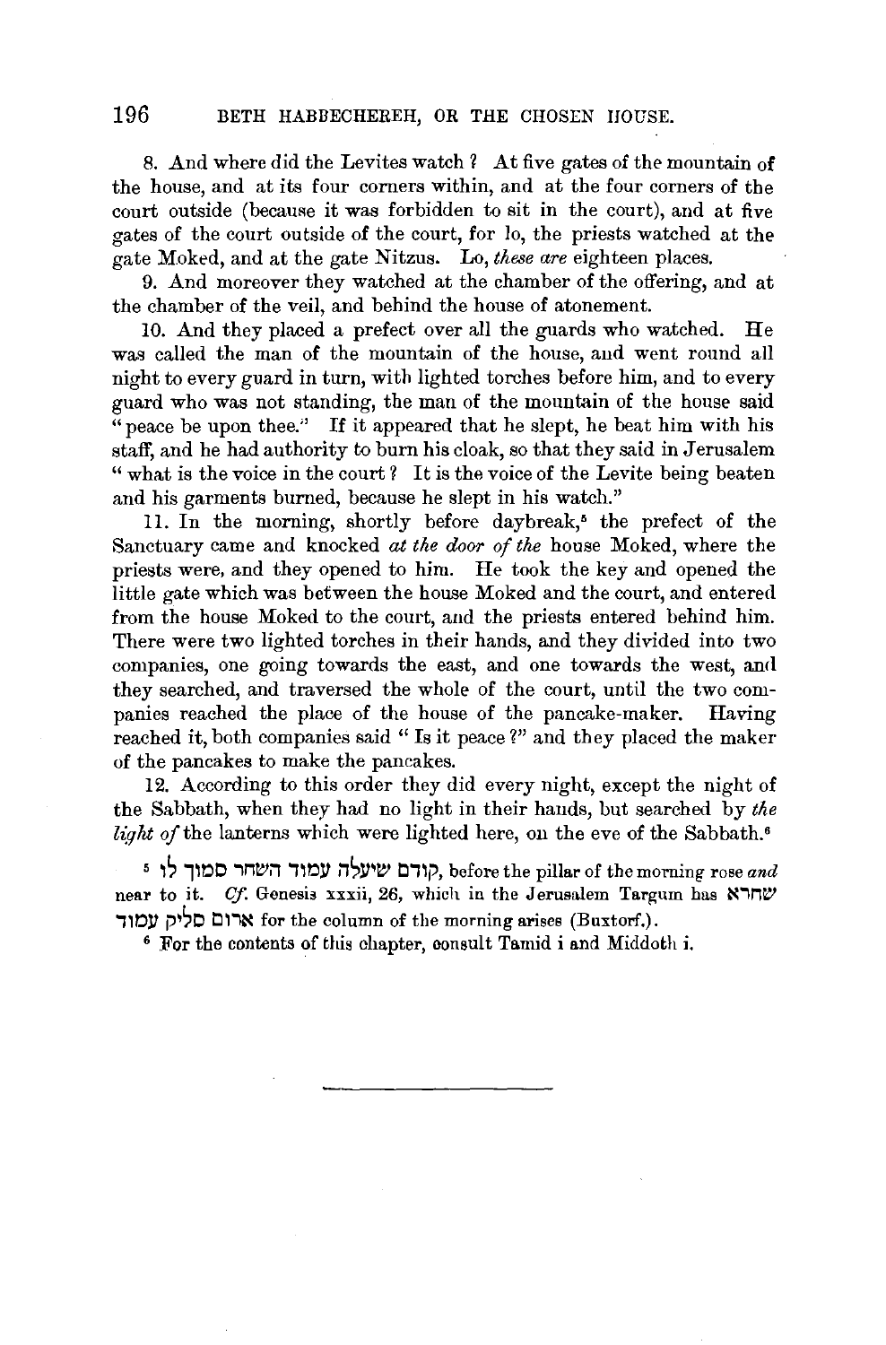8. And where did the Levites watch? At five gates of the mountain of the house, and at its four corners within, and at the four corners of the court outside (because it was forbidden to sit in the court), and at five gates of the court outside of the court, for lo, the priests watched at the gate Moked, and at the gate Nitzus. Lo, *these are* eighteen places.

9. And moreover they watched at the chamber of the offering, and at the chamber of the veil, and behind the house of atonement.

10. And they placed a prefect over all the guards who watched. He was called the man of the mountain of the house, and went round all night to every guard in turn, with lighted torches before him, and to every guard who was not standing, the man of the mountain of the house said "peace be upon thee." If it appeared that he slept, he beat him with his staff, and he had authority to burn his cloak, so that they said in Jerusalem "what is the voice in the court? It is the voice of the Levite being beaten and his garments burned, because he slept in his watch."

11. In the morning, shortly before daybreak,[5] the prefect of the Sanctuary came and knocked *at the door of the* house Moked, where the priests were, and they opened to him. He took the key and opened the little gate which was between the house Moked and the court, and entered from the house Moked to the court, and the priests entered behind him. There were two lighted torches in their hands, and they divided into two companies, one going towards the east, and one towards the west, and they searched, and traversed the whole of the court, until the two companies reached the place of the house of the pancake-maker. Having reached it, both companies said "Is it peace?" and they placed the maker of the pancakes to make the pancakes.

12. According to this order they did every night, except the night of the Sabbath, when they had no light in their hands, but searched by *the light of* the lanterns which were lighted here, on the eve of the Sabbath.[6]

[5] קודם שיעלה עמוד השחר סמוך לו, before the pillar of the morning rose *and* near to it. *Cf.* Genesis xxxii, 26, which in the Jerusalem Targum has שחרא ארום סליק עמוד for the column of the morning arises (Buxtorf.).

[6] For the contents of this chapter, consult Tamid i and Middoth i.